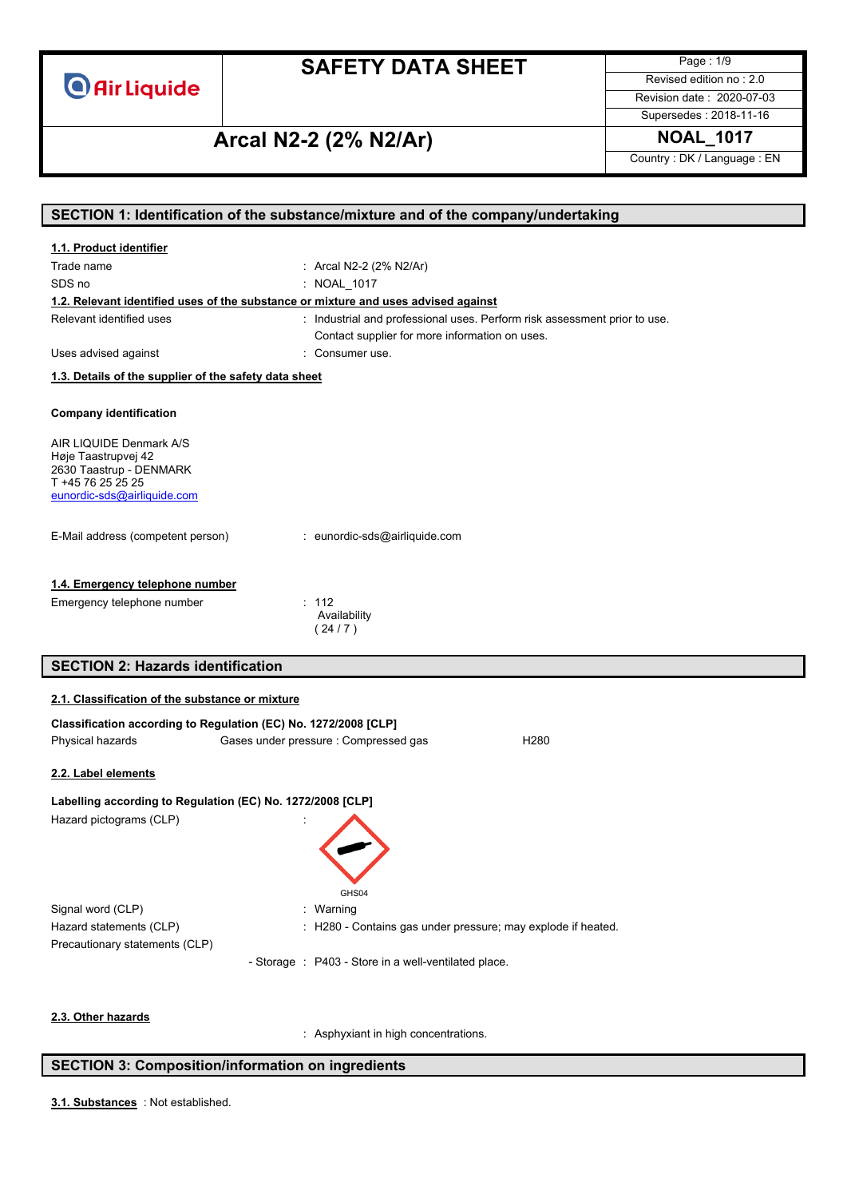# SAFETY DATA SHEET

**Arcal N2-2 (2% N2/Ar)**

| | |
|---|---|
| Revised edition no : 2.0 | |
| Revision date : 2020-07-03 | |
| Supersedes : 2018-11-16 | |
| **NOAL_1017** | |
| Country : DK / Language : EN | |

## SECTION 1: Identification of the substance/mixture and of the company/undertaking

### 1.1. Product identifier

Trade name : Arcal N2-2 (2% N2/Ar)

SDS no : NOAL_1017

### 1.2. Relevant identified uses of the substance or mixture and uses advised against

Relevant identified uses : Industrial and professional uses. Perform risk assessment prior to use.
Contact supplier for more information on uses.

Uses advised against : Consumer use.

### 1.3. Details of the supplier of the safety data sheet

**Company identification**

AIR LIQUIDE Denmark A/S
Høje Taastrupvej 42
2630 Taastrup - DENMARK
T +45 76 25 25 25
eunordic-sds@airliquide.com

E-Mail address (competent person) : eunordic-sds@airliquide.com

### 1.4. Emergency telephone number

Emergency telephone number : 112
Availability
( 24 / 7 )

## SECTION 2: Hazards identification

### 2.1. Classification of the substance or mixture

**Classification according to Regulation (EC) No. 1272/2008 [CLP]**

| Physical hazards | Gases under pressure : Compressed gas | H280 |
|---|---|---|

### 2.2. Label elements

**Labelling according to Regulation (EC) No. 1272/2008 [CLP]**

Hazard pictograms (CLP) :

GHS04

Signal word (CLP) : Warning

Hazard statements (CLP) : H280 - Contains gas under pressure; may explode if heated.

Precautionary statements (CLP)

- Storage : P403 - Store in a well-ventilated place.

### 2.3. Other hazards

: Asphyxiant in high concentrations.

## SECTION 3: Composition/information on ingredients

**3.1. Substances** : Not established.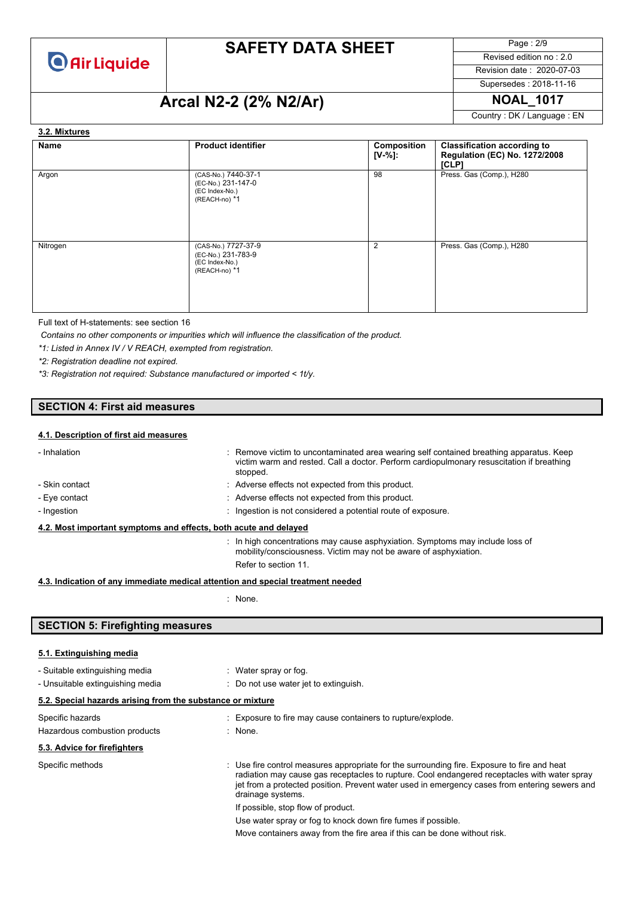### 3.2. Mixtures

| Name | Product identifier | Composition [V-%]: | Classification according to Regulation (EC) No. 1272/2008 [CLP] |
|---|---|---|---|
| Argon | (CAS-No.) 7440-37-1<br>(EC-No.) 231-147-0<br>(EC Index-No.)<br>(REACH-no) *1 | 98 | Press. Gas (Comp.), H280 |
| Nitrogen | (CAS-No.) 7727-37-9<br>(EC-No.) 231-783-9<br>(EC Index-No.)<br>(REACH-no) *1 | 2 | Press. Gas (Comp.), H280 |

Full text of H-statements: see section 16

*Contains no other components or impurities which will influence the classification of the product.*

**1: Listed in Annex IV / V REACH, exempted from registration.*

**2: Registration deadline not expired.*

**3: Registration not required: Substance manufactured or imported < 1t/y.*

## SECTION 4: First aid measures

### 4.1. Description of first aid measures

- Inhalation : Remove victim to uncontaminated area wearing self contained breathing apparatus. Keep victim warm and rested. Call a doctor. Perform cardiopulmonary resuscitation if breathing stopped.
- Skin contact : Adverse effects not expected from this product.
- Eye contact : Adverse effects not expected from this product.
- Ingestion : Ingestion is not considered a potential route of exposure.

### 4.2. Most important symptoms and effects, both acute and delayed

: In high concentrations may cause asphyxiation. Symptoms may include loss of mobility/consciousness. Victim may not be aware of asphyxiation.

Refer to section 11.

### 4.3. Indication of any immediate medical attention and special treatment needed

: None.

## SECTION 5: Firefighting measures

### 5.1. Extinguishing media

- Suitable extinguishing media : Water spray or fog.
- Unsuitable extinguishing media : Do not use water jet to extinguish.

### 5.2. Special hazards arising from the substance or mixture

Specific hazards : Exposure to fire may cause containers to rupture/explode.

Hazardous combustion products : None.

### 5.3. Advice for firefighters

Specific methods : Use fire control measures appropriate for the surrounding fire. Exposure to fire and heat radiation may cause gas receptacles to rupture. Cool endangered receptacles with water spray jet from a protected position. Prevent water used in emergency cases from entering sewers and drainage systems.

If possible, stop flow of product.

Use water spray or fog to knock down fire fumes if possible.

Move containers away from the fire area if this can be done without risk.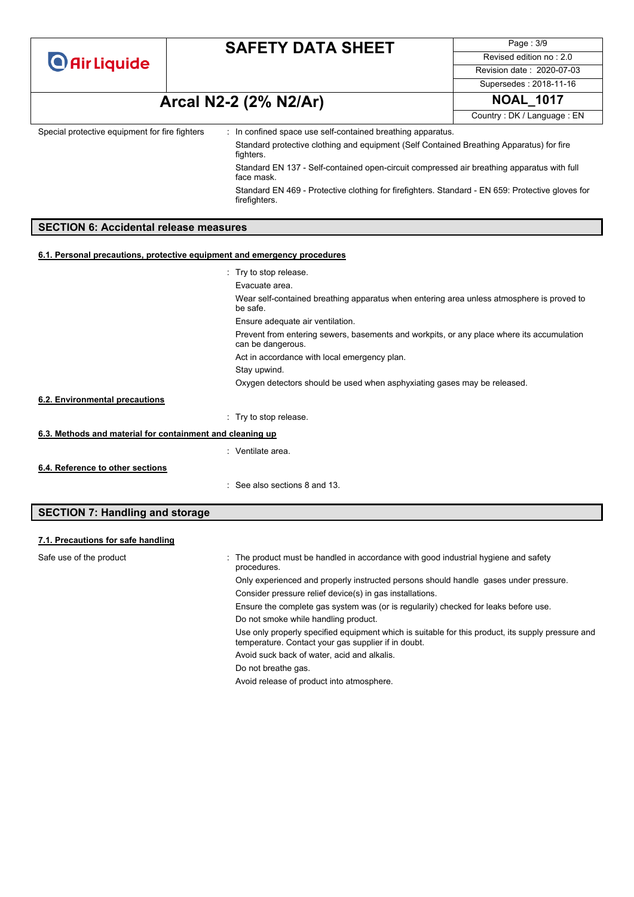Special protective equipment for fire fighters : In confined space use self-contained breathing apparatus.

Standard protective clothing and equipment (Self Contained Breathing Apparatus) for fire fighters.

Standard EN 137 - Self-contained open-circuit compressed air breathing apparatus with full face mask.

Standard EN 469 - Protective clothing for firefighters. Standard - EN 659: Protective gloves for firefighters.

## SECTION 6: Accidental release measures

### 6.1. Personal precautions, protective equipment and emergency procedures

: Try to stop release.

Evacuate area.

Wear self-contained breathing apparatus when entering area unless atmosphere is proved to be safe.

Ensure adequate air ventilation.

Prevent from entering sewers, basements and workpits, or any place where its accumulation can be dangerous.

Act in accordance with local emergency plan.

Stay upwind.

Oxygen detectors should be used when asphyxiating gases may be released.

### 6.2. Environmental precautions

: Try to stop release.

### 6.3. Methods and material for containment and cleaning up

: Ventilate area.

### 6.4. Reference to other sections

: See also sections 8 and 13.

## SECTION 7: Handling and storage

### 7.1. Precautions for safe handling

Safe use of the product : The product must be handled in accordance with good industrial hygiene and safety procedures.

Only experienced and properly instructed persons should handle gases under pressure.

Consider pressure relief device(s) in gas installations.

Ensure the complete gas system was (or is regularily) checked for leaks before use.

Do not smoke while handling product.

Use only properly specified equipment which is suitable for this product, its supply pressure and temperature. Contact your gas supplier if in doubt.

Avoid suck back of water, acid and alkalis.

Do not breathe gas.

Avoid release of product into atmosphere.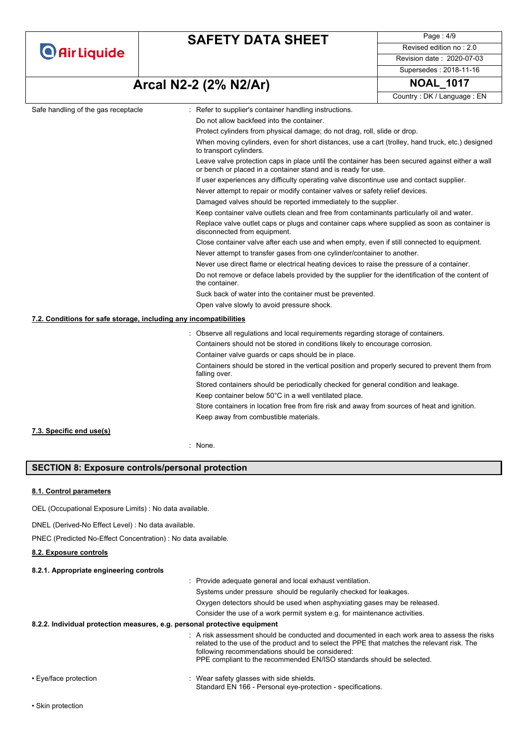Safe handling of the gas receptacle : Refer to supplier's container handling instructions.

Do not allow backfeed into the container.

Protect cylinders from physical damage; do not drag, roll, slide or drop.

When moving cylinders, even for short distances, use a cart (trolley, hand truck, etc.) designed to transport cylinders.

Leave valve protection caps in place until the container has been secured against either a wall or bench or placed in a container stand and is ready for use.

If user experiences any difficulty operating valve discontinue use and contact supplier.

Never attempt to repair or modify container valves or safety relief devices.

Damaged valves should be reported immediately to the supplier.

Keep container valve outlets clean and free from contaminants particularly oil and water.

Replace valve outlet caps or plugs and container caps where supplied as soon as container is disconnected from equipment.

Close container valve after each use and when empty, even if still connected to equipment.

Never attempt to transfer gases from one cylinder/container to another.

Never use direct flame or electrical heating devices to raise the pressure of a container.

Do not remove or deface labels provided by the supplier for the identification of the content of the container.

Suck back of water into the container must be prevented.

Open valve slowly to avoid pressure shock.

### 7.2. Conditions for safe storage, including any incompatibilities

: Observe all regulations and local requirements regarding storage of containers.

Containers should not be stored in conditions likely to encourage corrosion.

Container valve guards or caps should be in place.

Containers should be stored in the vertical position and properly secured to prevent them from falling over.

Stored containers should be periodically checked for general condition and leakage.

Keep container below 50°C in a well ventilated place.

Store containers in location free from fire risk and away from sources of heat and ignition.

Keep away from combustible materials.

### 7.3. Specific end use(s)

: None.

## SECTION 8: Exposure controls/personal protection

### 8.1. Control parameters

OEL (Occupational Exposure Limits) : No data available.

DNEL (Derived-No Effect Level) : No data available.

PNEC (Predicted No-Effect Concentration) : No data available.

### 8.2. Exposure controls

#### 8.2.1. Appropriate engineering controls

: Provide adequate general and local exhaust ventilation.

Systems under pressure should be regularly checked for leakages.

Oxygen detectors should be used when asphyxiating gases may be released.

Consider the use of a work permit system e.g. for maintenance activities.

#### 8.2.2. Individual protection measures, e.g. personal protective equipment

: A risk assessment should be conducted and documented in each work area to assess the risks related to the use of the product and to select the PPE that matches the relevant risk. The following recommendations should be considered:
PPE compliant to the recommended EN/ISO standards should be selected.

• Eye/face protection : Wear safety glasses with side shields.
Standard EN 166 - Personal eye-protection - specifications.

• Skin protection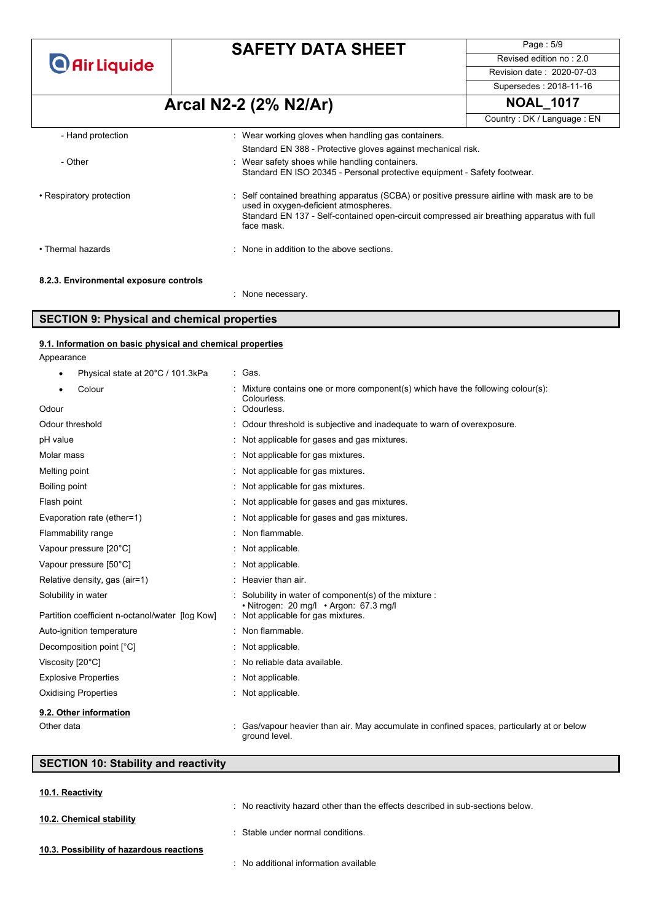| | |
|---|---|
| - Hand protection | : Wear working gloves when handling gas containers. Standard EN 388 - Protective gloves against mechanical risk. |
| - Other | : Wear safety shoes while handling containers. Standard EN ISO 20345 - Personal protective equipment - Safety footwear. |
| • Respiratory protection | : Self contained breathing apparatus (SCBA) or positive pressure airline with mask are to be used in oxygen-deficient atmospheres. Standard EN 137 - Self-contained open-circuit compressed air breathing apparatus with full face mask. |
| • Thermal hazards | : None in addition to the above sections. |

**8.2.3. Environmental exposure controls**

: None necessary.

## SECTION 9: Physical and chemical properties

### 9.1. Information on basic physical and chemical properties

Appearance

| | |
|---|---|
| • Physical state at 20°C / 101.3kPa | : Gas. |
| • Colour | : Mixture contains one or more component(s) which have the following colour(s): Colourless. |
| Odour | : Odourless. |
| Odour threshold | : Odour threshold is subjective and inadequate to warn of overexposure. |
| pH value | : Not applicable for gases and gas mixtures. |
| Molar mass | : Not applicable for gas mixtures. |
| Melting point | : Not applicable for gas mixtures. |
| Boiling point | : Not applicable for gas mixtures. |
| Flash point | : Not applicable for gases and gas mixtures. |
| Evaporation rate (ether=1) | : Not applicable for gases and gas mixtures. |
| Flammability range | : Non flammable. |
| Vapour pressure [20°C] | : Not applicable. |
| Vapour pressure [50°C] | : Not applicable. |
| Relative density, gas (air=1) | : Heavier than air. |
| Solubility in water | : Solubility in water of component(s) of the mixture : • Nitrogen: 20 mg/l • Argon: 67.3 mg/l |
| Partition coefficient n-octanol/water [log Kow] | : Not applicable for gas mixtures. |
| Auto-ignition temperature | : Non flammable. |
| Decomposition point [°C] | : Not applicable. |
| Viscosity [20°C] | : No reliable data available. |
| Explosive Properties | : Not applicable. |
| Oxidising Properties | : Not applicable. |

### 9.2. Other information

| | |
|---|---|
| Other data | : Gas/vapour heavier than air. May accumulate in confined spaces, particularly at or below ground level. |

## SECTION 10: Stability and reactivity

### 10.1. Reactivity

: No reactivity hazard other than the effects described in sub-sections below.

### 10.2. Chemical stability

: Stable under normal conditions.

### 10.3. Possibility of hazardous reactions

: No additional information available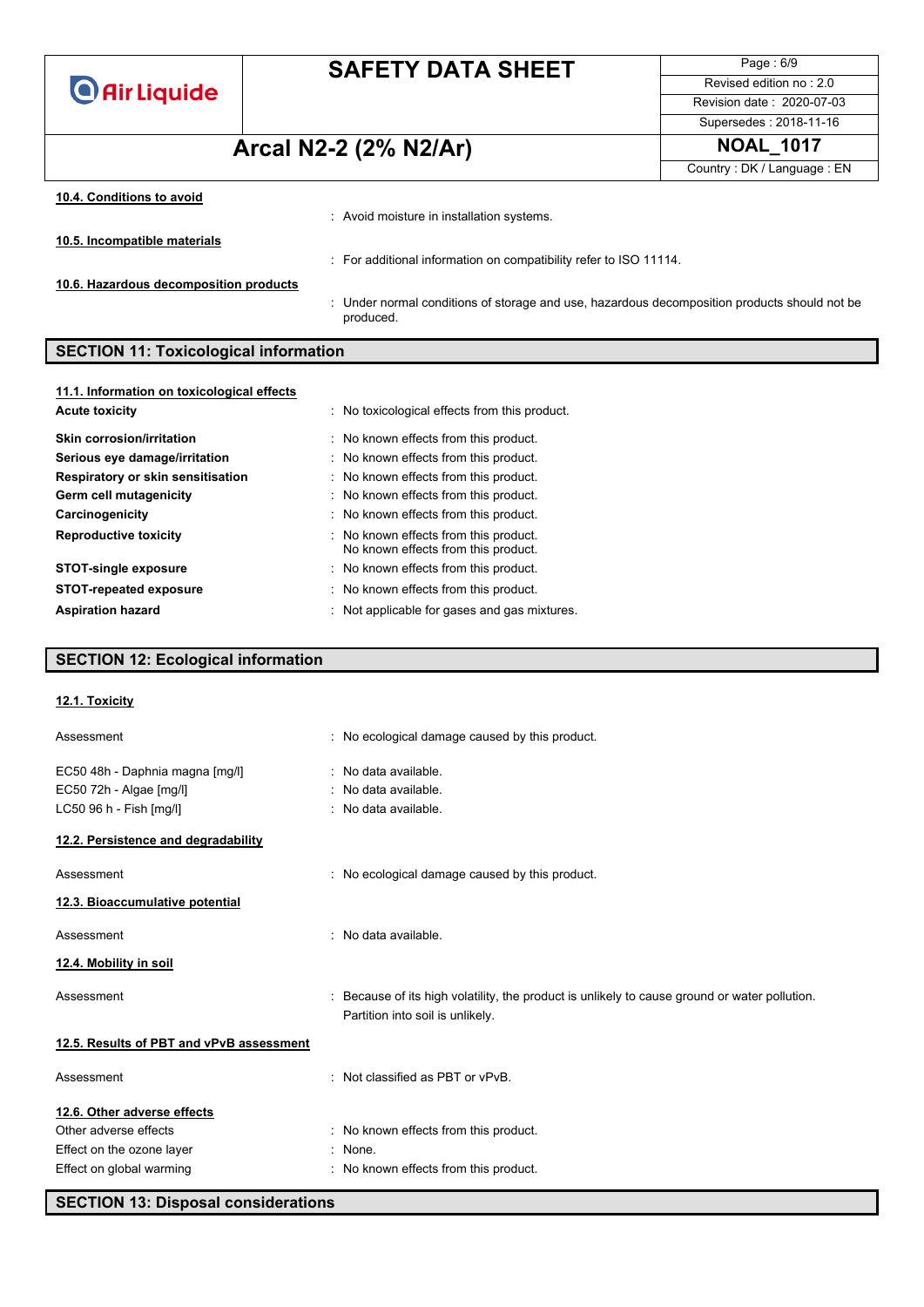#### 10.4. Conditions to avoid

: Avoid moisture in installation systems.

#### 10.5. Incompatible materials

: For additional information on compatibility refer to ISO 11114.

#### 10.6. Hazardous decomposition products

: Under normal conditions of storage and use, hazardous decomposition products should not be produced.

## SECTION 11: Toxicological information

#### 11.1. Information on toxicological effects

**Acute toxicity** : No toxicological effects from this product.

**Skin corrosion/irritation** : No known effects from this product.

**Serious eye damage/irritation** : No known effects from this product.

**Respiratory or skin sensitisation** : No known effects from this product.

**Germ cell mutagenicity** : No known effects from this product.

**Carcinogenicity** : No known effects from this product.

**Reproductive toxicity** : No known effects from this product.
No known effects from this product.

**STOT-single exposure** : No known effects from this product.

**STOT-repeated exposure** : No known effects from this product.

**Aspiration hazard** : Not applicable for gases and gas mixtures.

## SECTION 12: Ecological information

#### 12.1. Toxicity

Assessment : No ecological damage caused by this product.

EC50 48h - Daphnia magna [mg/l] : No data available.

EC50 72h - Algae [mg/l] : No data available.

LC50 96 h - Fish [mg/l] : No data available.

#### 12.2. Persistence and degradability

Assessment : No ecological damage caused by this product.

#### 12.3. Bioaccumulative potential

Assessment : No data available.

#### 12.4. Mobility in soil

Assessment : Because of its high volatility, the product is unlikely to cause ground or water pollution. Partition into soil is unlikely.

#### 12.5. Results of PBT and vPvB assessment

Assessment : Not classified as PBT or vPvB.

#### 12.6. Other adverse effects

Other adverse effects : No known effects from this product.

Effect on the ozone layer : None.

Effect on global warming : No known effects from this product.

## SECTION 13: Disposal considerations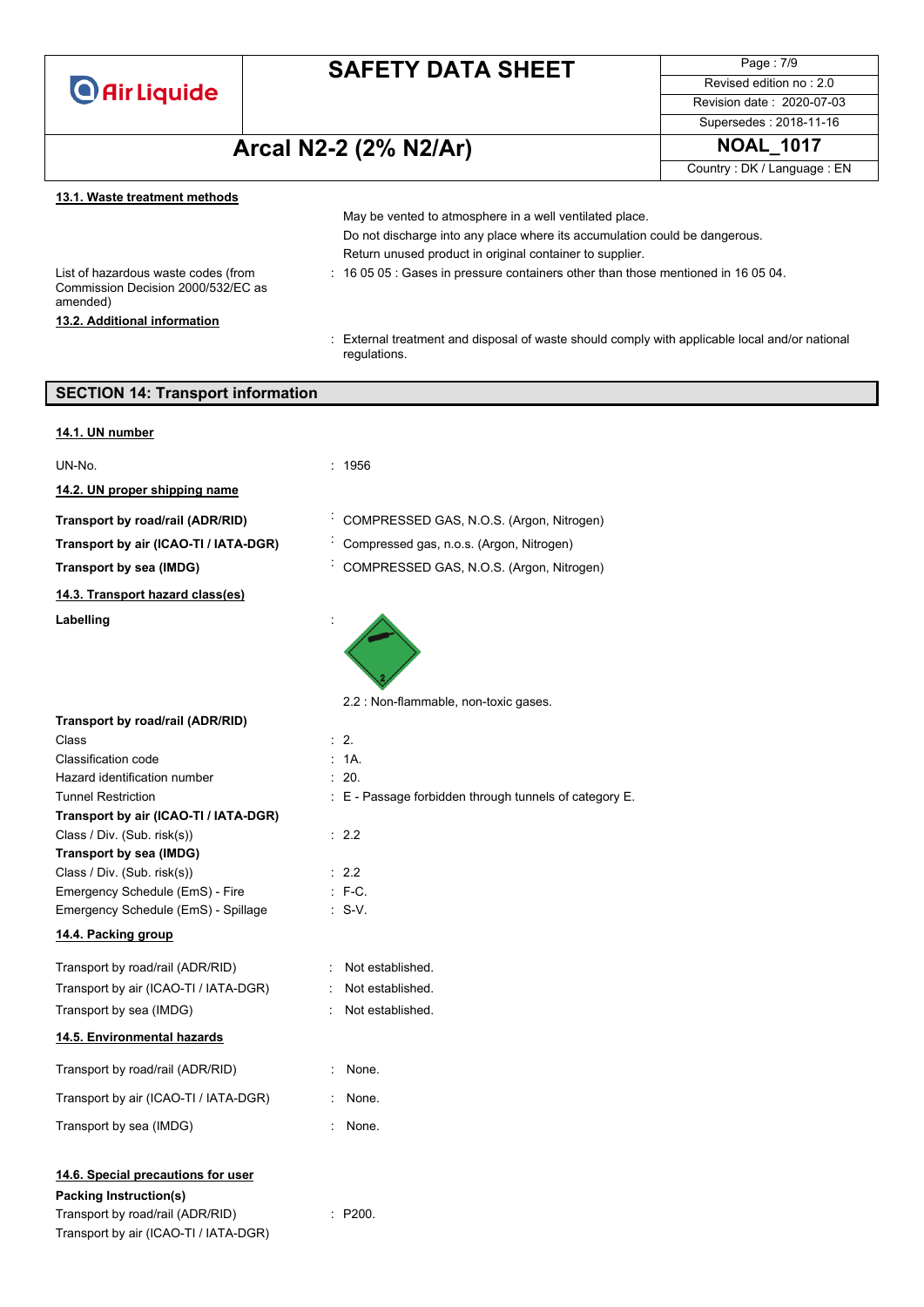#### 13.1. Waste treatment methods

May be vented to atmosphere in a well ventilated place.

Do not discharge into any place where its accumulation could be dangerous.

Return unused product in original container to supplier.

List of hazardous waste codes (from Commission Decision 2000/532/EC as amended) : 16 05 05 : Gases in pressure containers other than those mentioned in 16 05 04.

#### 13.2. Additional information

: External treatment and disposal of waste should comply with applicable local and/or national regulations.

## SECTION 14: Transport information

#### 14.1. UN number

UN-No. : 1956

#### 14.2. UN proper shipping name

**Transport by road/rail (ADR/RID)** : COMPRESSED GAS, N.O.S. (Argon, Nitrogen)

**Transport by air (ICAO-TI / IATA-DGR)** : Compressed gas, n.o.s. (Argon, Nitrogen)

**Transport by sea (IMDG)** : COMPRESSED GAS, N.O.S. (Argon, Nitrogen)

#### 14.3. Transport hazard class(es)

**Labelling** :

2.2 : Non-flammable, non-toxic gases.

**Transport by road/rail (ADR/RID)**

Class : 2.

Classification code : 1A.

Hazard identification number : 20.

Tunnel Restriction : E - Passage forbidden through tunnels of category E.

**Transport by air (ICAO-TI / IATA-DGR)**

Class / Div. (Sub. risk(s)) : 2.2

**Transport by sea (IMDG)**

Class / Div. (Sub. risk(s)) : 2.2

Emergency Schedule (EmS) - Fire : F-C.

Emergency Schedule (EmS) - Spillage : S-V.

#### 14.4. Packing group

Transport by road/rail (ADR/RID) : Not established.

Transport by air (ICAO-TI / IATA-DGR) : Not established.

Transport by sea (IMDG) : Not established.

#### 14.5. Environmental hazards

Transport by road/rail (ADR/RID) : None.

Transport by air (ICAO-TI / IATA-DGR) : None.

Transport by sea (IMDG) : None.

#### 14.6. Special precautions for user

**Packing Instruction(s)**

Transport by road/rail (ADR/RID) : P200.

Transport by air (ICAO-TI / IATA-DGR)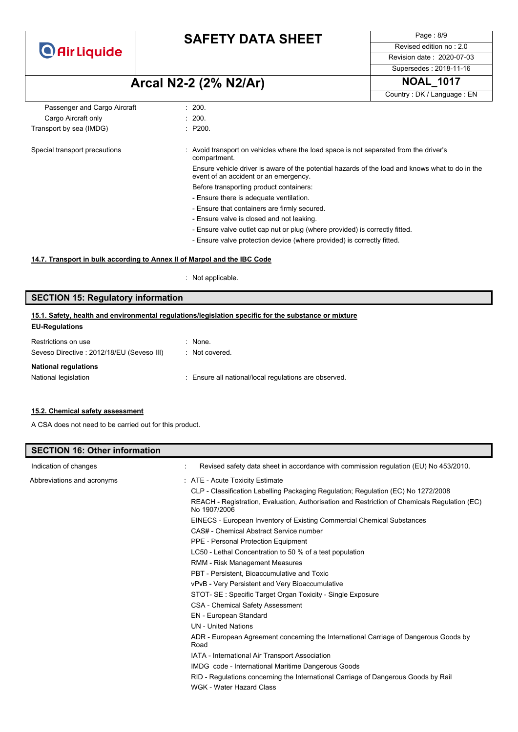| | |
|---|---|
| Passenger and Cargo Aircraft | : 200. |
| Cargo Aircraft only | : 200. |
| Transport by sea (IMDG) | : P200. |

Special transport precautions : Avoid transport on vehicles where the load space is not separated from the driver's compartment.

Ensure vehicle driver is aware of the potential hazards of the load and knows what to do in the event of an accident or an emergency.

Before transporting product containers:

- Ensure there is adequate ventilation.
- Ensure that containers are firmly secured.
- Ensure valve is closed and not leaking.
- Ensure valve outlet cap nut or plug (where provided) is correctly fitted.
- Ensure valve protection device (where provided) is correctly fitted.

### 14.7. Transport in bulk according to Annex II of Marpol and the IBC Code

: Not applicable.

## SECTION 15: Regulatory information

### 15.1. Safety, health and environmental regulations/legislation specific for the substance or mixture

**EU-Regulations**

| | |
|---|---|
| Restrictions on use | : None. |
| Seveso Directive : 2012/18/EU (Seveso III) | : Not covered. |

**National regulations**

| | |
|---|---|
| National legislation | : Ensure all national/local regulations are observed. |

### 15.2. Chemical safety assessment

A CSA does not need to be carried out for this product.

## SECTION 16: Other information

Indication of changes : Revised safety data sheet in accordance with commission regulation (EU) No 453/2010.

Abbreviations and acronyms :

- ATE - Acute Toxicity Estimate
- CLP - Classification Labelling Packaging Regulation; Regulation (EC) No 1272/2008
- REACH - Registration, Evaluation, Authorisation and Restriction of Chemicals Regulation (EC) No 1907/2006
- EINECS - European Inventory of Existing Commercial Chemical Substances
- CAS# - Chemical Abstract Service number
- PPE - Personal Protection Equipment
- LC50 - Lethal Concentration to 50 % of a test population
- RMM - Risk Management Measures
- PBT - Persistent, Bioaccumulative and Toxic
- vPvB - Very Persistent and Very Bioaccumulative
- STOT- SE : Specific Target Organ Toxicity - Single Exposure
- CSA - Chemical Safety Assessment
- EN - European Standard
- UN - United Nations
- ADR - European Agreement concerning the International Carriage of Dangerous Goods by Road
- IATA - International Air Transport Association
- IMDG code - International Maritime Dangerous Goods
- RID - Regulations concerning the International Carriage of Dangerous Goods by Rail
- WGK - Water Hazard Class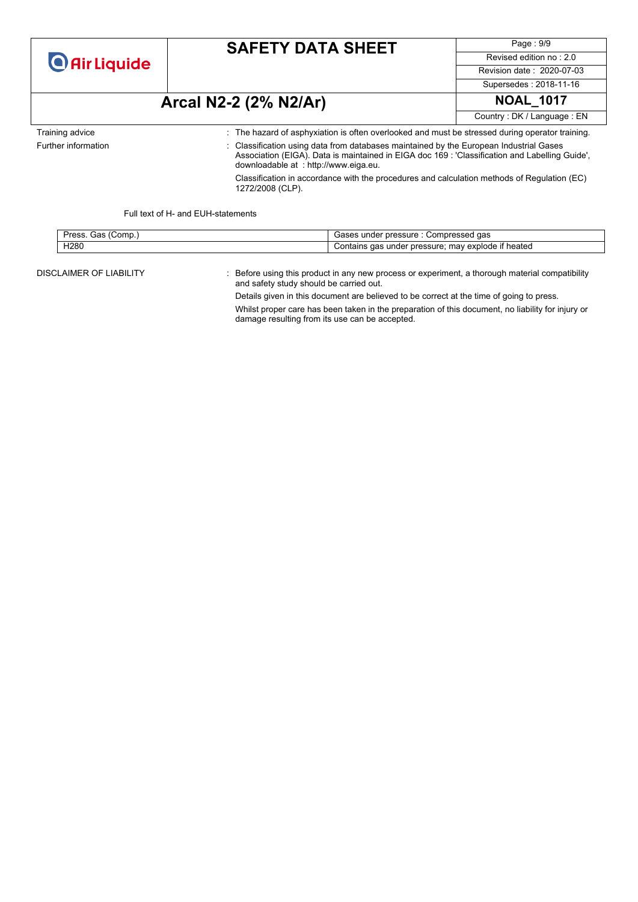Training advice : The hazard of asphyxiation is often overlooked and must be stressed during operator training.

Further information : Classification using data from databases maintained by the European Industrial Gases Association (EIGA). Data is maintained in EIGA doc 169 : 'Classification and Labelling Guide', downloadable at : http://www.eiga.eu.

Classification in accordance with the procedures and calculation methods of Regulation (EC) 1272/2008 (CLP).

Full text of H- and EUH-statements

| | |
|---|---|
| Press. Gas (Comp.) | Gases under pressure : Compressed gas |
| H280 | Contains gas under pressure; may explode if heated |

DISCLAIMER OF LIABILITY : Before using this product in any new process or experiment, a thorough material compatibility and safety study should be carried out.

Details given in this document are believed to be correct at the time of going to press.

Whilst proper care has been taken in the preparation of this document, no liability for injury or damage resulting from its use can be accepted.